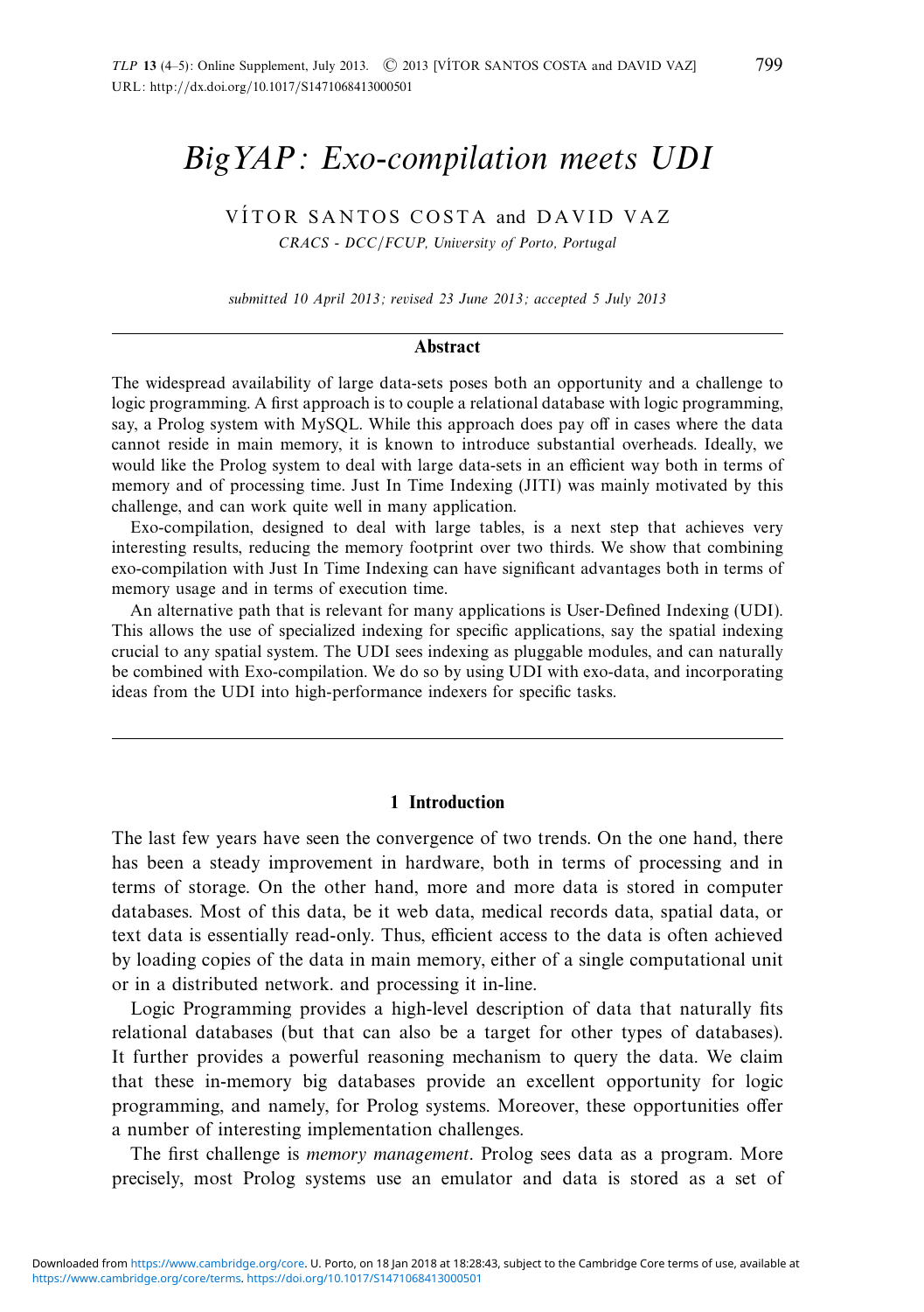# BigYAP: Exo-compilation meets UDI

VÍTOR SANTOS COSTA and DAVID VAZ

*CRACS - DCC/FCUP, University of Porto, Portugal*

*submitted 10 April 2013; revised 23 June 2013; accepted 5 July 2013*

## Abstract

The widespread availability of large data-sets poses both an opportunity and a challenge to logic programming. A first approach is to couple a relational database with logic programming, say, a Prolog system with MySQL. While this approach does pay off in cases where the data cannot reside in main memory, it is known to introduce substantial overheads. Ideally, we would like the Prolog system to deal with large data-sets in an efficient way both in terms of memory and of processing time. Just In Time Indexing (JITI) was mainly motivated by this challenge, and can work quite well in many application.

Exo-compilation, designed to deal with large tables, is a next step that achieves very interesting results, reducing the memory footprint over two thirds. We show that combining exo-compilation with Just In Time Indexing can have significant advantages both in terms of memory usage and in terms of execution time.

An alternative path that is relevant for many applications is User-Defined Indexing (UDI). This allows the use of specialized indexing for specific applications, say the spatial indexing crucial to any spatial system. The UDI sees indexing as pluggable modules, and can naturally be combined with Exo-compilation. We do so by using UDI with exo-data, and incorporating ideas from the UDI into high-performance indexers for specific tasks.

## 1 Introduction

The last few years have seen the convergence of two trends. On the one hand, there has been a steady improvement in hardware, both in terms of processing and in terms of storage. On the other hand, more and more data is stored in computer databases. Most of this data, be it web data, medical records data, spatial data, or text data is essentially read-only. Thus, efficient access to the data is often achieved by loading copies of the data in main memory, either of a single computational unit or in a distributed network. and processing it in-line.

Logic Programming provides a high-level description of data that naturally fits relational databases (but that can also be a target for other types of databases). It further provides a powerful reasoning mechanism to query the data. We claim that these in-memory big databases provide an excellent opportunity for logic programming, and namely, for Prolog systems. Moreover, these opportunities offer a number of interesting implementation challenges.

The first challenge is *memory management*. Prolog sees data as a program. More precisely, most Prolog systems use an emulator and data is stored as a set of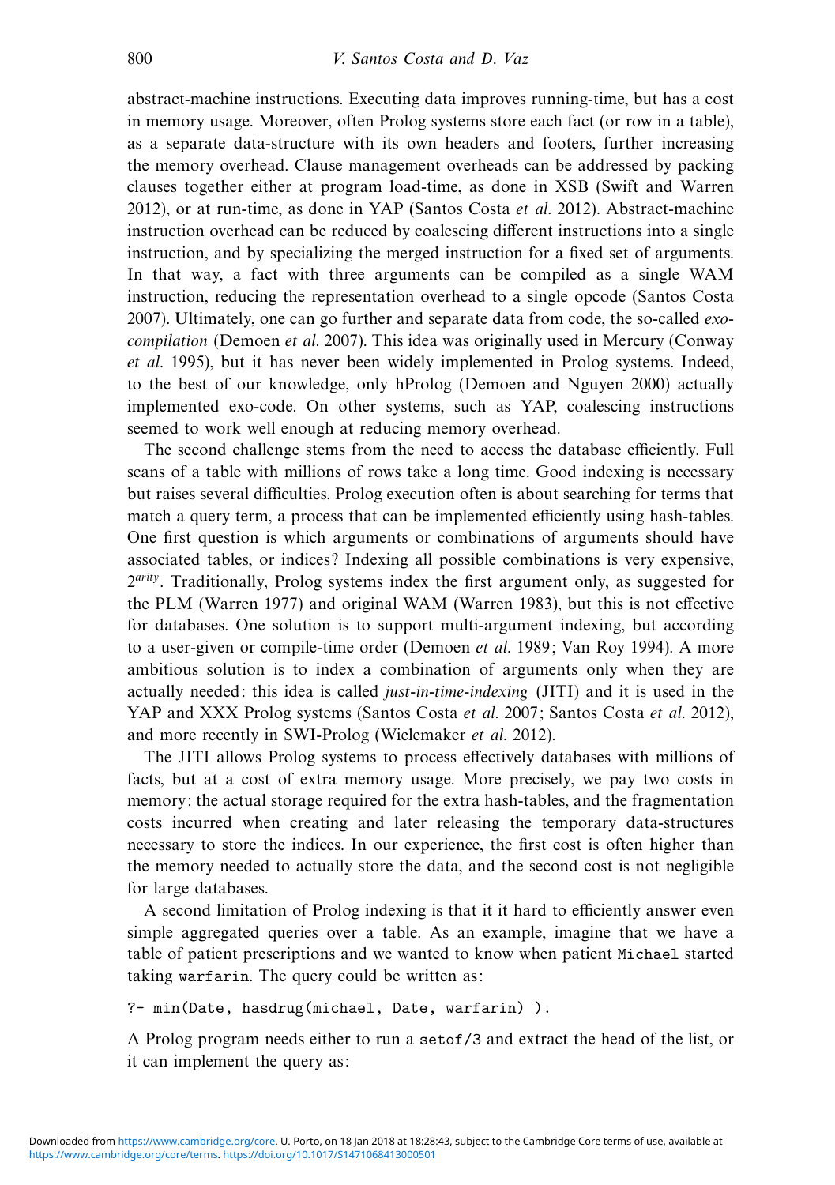abstract-machine instructions. Executing data improves running-time, but has a cost in memory usage. Moreover, often Prolog systems store each fact (or row in a table), as a separate data-structure with its own headers and footers, further increasing the memory overhead. Clause management overheads can be addressed by packing clauses together either at program load-time, as done in XSB (Swift and Warren 2012), or at run-time, as done in YAP (Santos Costa *et al.* 2012). Abstract-machine instruction overhead can be reduced by coalescing different instructions into a single instruction, and by specializing the merged instruction for a fixed set of arguments. In that way, a fact with three arguments can be compiled as a single WAM instruction, reducing the representation overhead to a single opcode (Santos Costa 2007). Ultimately, one can go further and separate data from code, the so-called *exo-compilation* (Demoen *et al.* 2007). This idea was originally used in Mercury (Conway *et al.* 1995), but it has never been widely implemented in Prolog systems. Indeed, to the best of our knowledge, only hProlog (Demoen and Nguyen 2000) actually implemented exo-code. On other systems, such as YAP, coalescing instructions seemed to work well enough at reducing memory overhead.

The second challenge stems from the need to access the database efficiently. Full scans of a table with millions of rows take a long time. Good indexing is necessary but raises several difficulties. Prolog execution often is about searching for terms that match a query term, a process that can be implemented efficiently using hash-tables. One first question is which arguments or combinations of arguments should have associated tables, or indices? Indexing all possible combinations is very expensive, $2^{arity}$. Traditionally, Prolog systems index the first argument only, as suggested for the PLM (Warren 1977) and original WAM (Warren 1983), but this is not effective for databases. One solution is to support multi-argument indexing, but according to a user-given or compile-time order (Demoen *et al.* 1989; Van Roy 1994). A more ambitious solution is to index a combination of arguments only when they are actually needed: this idea is called *just-in-time-indexing* (JITI) and it is used in the YAP and XXX Prolog systems (Santos Costa *et al.* 2007; Santos Costa *et al.* 2012), and more recently in SWI-Prolog (Wielemaker *et al.* 2012).

The JITI allows Prolog systems to process effectively databases with millions of facts, but at a cost of extra memory usage. More precisely, we pay two costs in memory: the actual storage required for the extra hash-tables, and the fragmentation costs incurred when creating and later releasing the temporary data-structures necessary to store the indices. In our experience, the first cost is often higher than the memory needed to actually store the data, and the second cost is not negligible for large databases.

A second limitation of Prolog indexing is that it it hard to efficiently answer even simple aggregated queries over a table. As an example, imagine that we have a table of patient prescriptions and we wanted to know when patient `Michael` started taking `warfarin`. The query could be written as:

```
?- min(Date, hasdrug(michael, Date, warfarin) ).
```

A Prolog program needs either to run a `setof/3` and extract the head of the list, or it can implement the query as: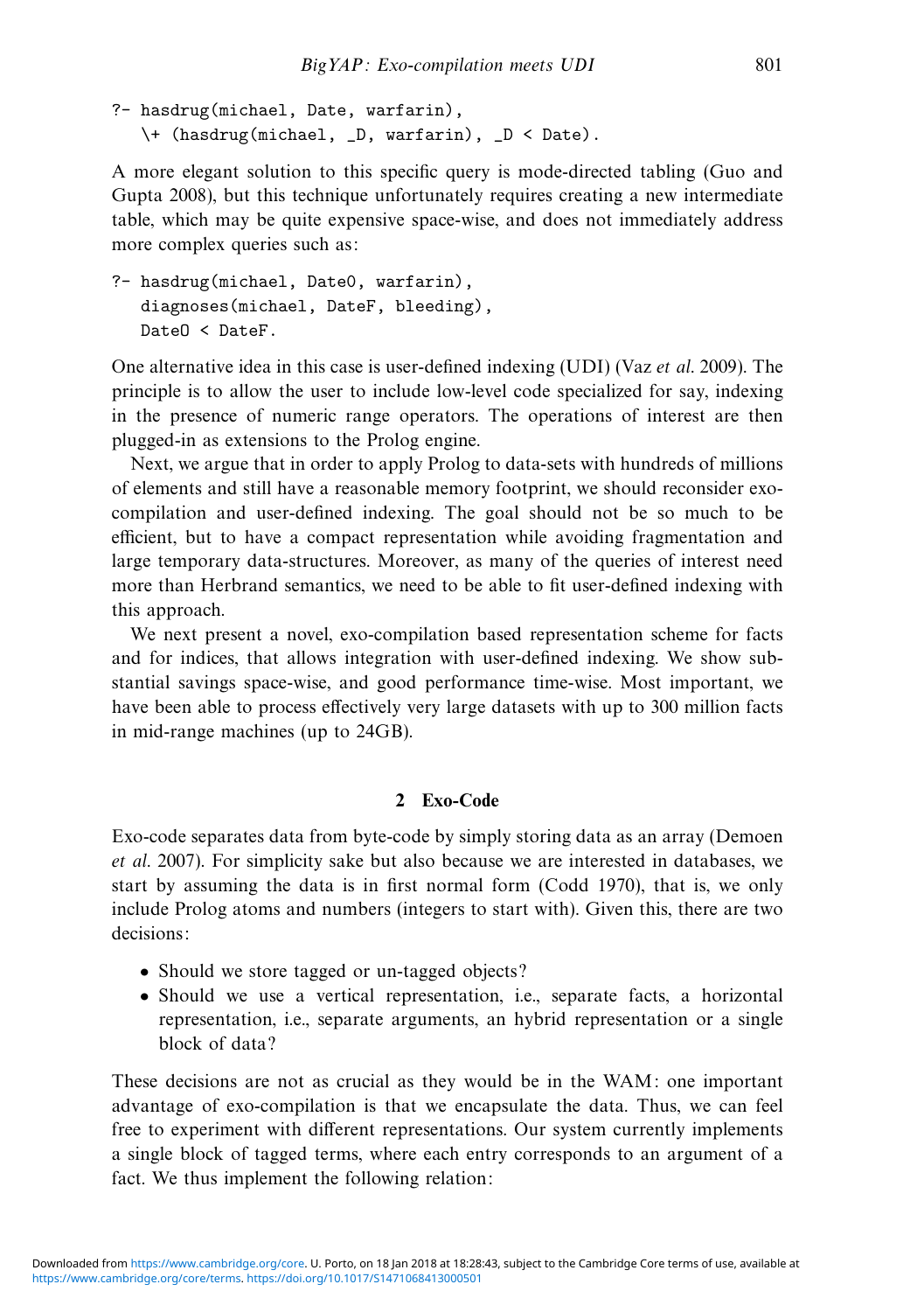```
?- hasdrug(michael, Date, warfarin),
   \+ (hasdrug(michael, _D, warfarin), _D < Date).
```

A more elegant solution to this specific query is mode-directed tabling (Guo and Gupta 2008), but this technique unfortunately requires creating a new intermediate table, which may be quite expensive space-wise, and does not immediately address more complex queries such as:

```
?- hasdrug(michael, Date0, warfarin),
   diagnoses(michael, DateF, bleeding),
   Date0 < DateF.
```

One alternative idea in this case is user-defined indexing (UDI) (Vaz *et al.* 2009). The principle is to allow the user to include low-level code specialized for say, indexing in the presence of numeric range operators. The operations of interest are then plugged-in as extensions to the Prolog engine.

Next, we argue that in order to apply Prolog to data-sets with hundreds of millions of elements and still have a reasonable memory footprint, we should reconsider exo-compilation and user-defined indexing. The goal should not be so much to be efficient, but to have a compact representation while avoiding fragmentation and large temporary data-structures. Moreover, as many of the queries of interest need more than Herbrand semantics, we need to be able to fit user-defined indexing with this approach.

We next present a novel, exo-compilation based representation scheme for facts and for indices, that allows integration with user-defined indexing. We show substantial savings space-wise, and good performance time-wise. Most important, we have been able to process effectively very large datasets with up to 300 million facts in mid-range machines (up to 24GB).

## 2 Exo-Code

Exo-code separates data from byte-code by simply storing data as an array (Demoen *et al.* 2007). For simplicity sake but also because we are interested in databases, we start by assuming the data is in first normal form (Codd 1970), that is, we only include Prolog atoms and numbers (integers to start with). Given this, there are two decisions:

- Should we store tagged or un-tagged objects?
- Should we use a vertical representation, i.e., separate facts, a horizontal representation, i.e., separate arguments, an hybrid representation or a single block of data?

These decisions are not as crucial as they would be in the WAM: one important advantage of exo-compilation is that we encapsulate the data. Thus, we can feel free to experiment with different representations. Our system currently implements a single block of tagged terms, where each entry corresponds to an argument of a fact. We thus implement the following relation: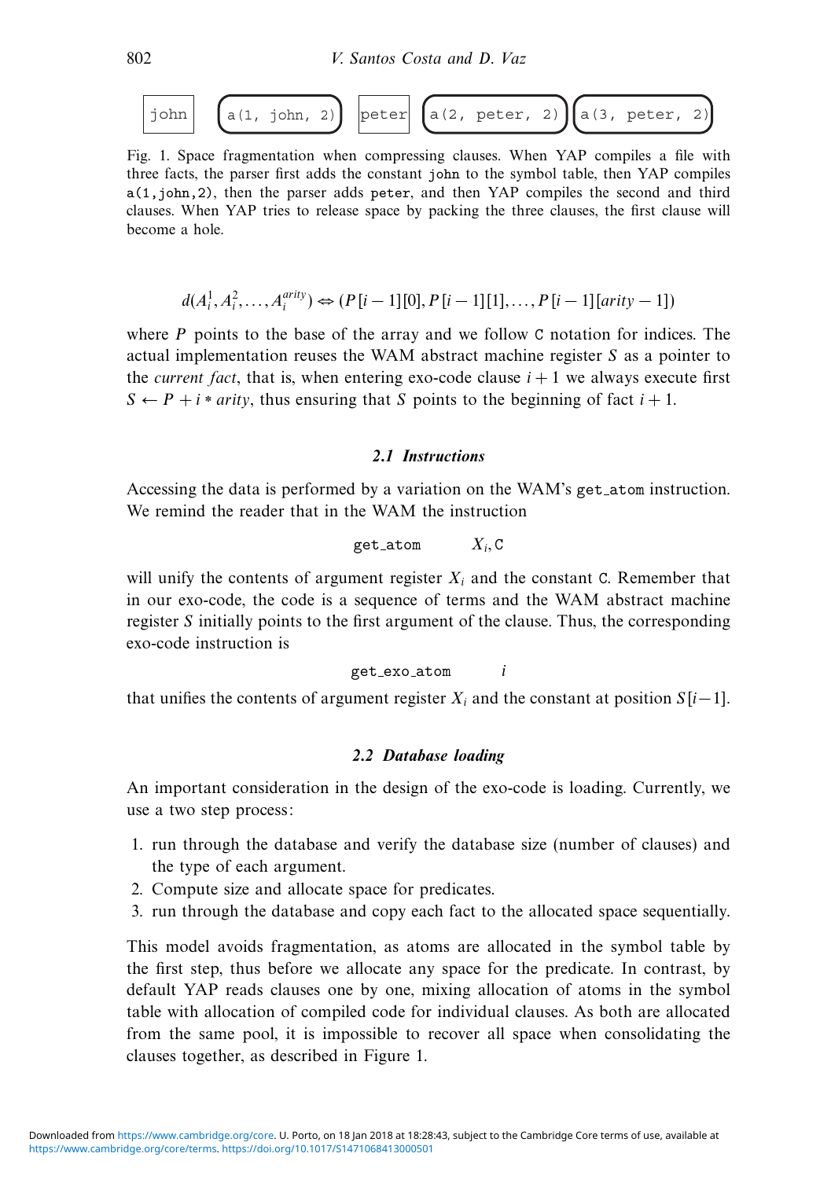john | a(1, john, 2) | peter | a(2, peter, 2) | a(3, peter, 2)

Fig. 1. Space fragmentation when compressing clauses. When YAP compiles a file with three facts, the parser first adds the constant `john` to the symbol table, then YAP compiles `a(1,john,2)`, then the parser adds `peter`, and then YAP compiles the second and third clauses. When YAP tries to release space by packing the three clauses, the first clause will become a hole.

$$d(A_i^1, A_i^2, \ldots, A_i^{arity}) \Leftrightarrow (P[i-1][0], P[i-1][1], \ldots, P[i-1][arity-1])$$

where $P$ points to the base of the array and we follow `C` notation for indices. The actual implementation reuses the WAM abstract machine register $S$ as a pointer to the *current fact*, that is, when entering exo-code clause $i+1$ we always execute first $S \leftarrow P + i * arity$, thus ensuring that $S$ points to the beginning of fact $i+1$.

### 2.1 Instructions

Accessing the data is performed by a variation on the WAM's `get_atom` instruction. We remind the reader that in the WAM the instruction

`get_atom` $X_i$, `C`

will unify the contents of argument register $X_i$ and the constant `C`. Remember that in our exo-code, the code is a sequence of terms and the WAM abstract machine register $S$ initially points to the first argument of the clause. Thus, the corresponding exo-code instruction is

`get_exo_atom` $i$

that unifies the contents of argument register $X_i$ and the constant at position $S[i-1]$.

### 2.2 Database loading

An important consideration in the design of the exo-code is loading. Currently, we use a two step process:

1. run through the database and verify the database size (number of clauses) and the type of each argument.
2. Compute size and allocate space for predicates.
3. run through the database and copy each fact to the allocated space sequentially.

This model avoids fragmentation, as atoms are allocated in the symbol table by the first step, thus before we allocate any space for the predicate. In contrast, by default YAP reads clauses one by one, mixing allocation of atoms in the symbol table with allocation of compiled code for individual clauses. As both are allocated from the same pool, it is impossible to recover all space when consolidating the clauses together, as described in Figure 1.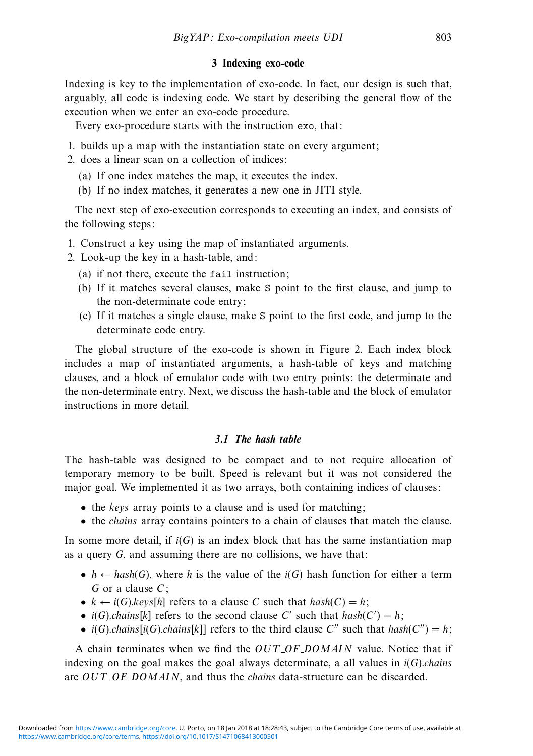## 3 Indexing exo-code

Indexing is key to the implementation of exo-code. In fact, our design is such that, arguably, all code is indexing code. We start by describing the general flow of the execution when we enter an exo-code procedure.

Every exo-procedure starts with the instruction `exo`, that:

1. builds up a map with the instantiation state on every argument;
2. does a linear scan on a collection of indices:
   (a) If one index matches the map, it executes the index.
   (b) If no index matches, it generates a new one in JITI style.

The next step of exo-execution corresponds to executing an index, and consists of the following steps:

1. Construct a key using the map of instantiated arguments.
2. Look-up the key in a hash-table, and:
   (a) if not there, execute the `fail` instruction;
   (b) If it matches several clauses, make `S` point to the first clause, and jump to the non-determinate code entry;
   (c) If it matches a single clause, make `S` point to the first code, and jump to the determinate code entry.

The global structure of the exo-code is shown in Figure 2. Each index block includes a map of instantiated arguments, a hash-table of keys and matching clauses, and a block of emulator code with two entry points: the determinate and the non-determinate entry. Next, we discuss the hash-table and the block of emulator instructions in more detail.

### 3.1 The hash table

The hash-table was designed to be compact and to not require allocation of temporary memory to be built. Speed is relevant but it was not considered the major goal. We implemented it as two arrays, both containing indices of clauses:

- the *keys* array points to a clause and is used for matching;
- the *chains* array contains pointers to a chain of clauses that match the clause.

In some more detail, if $i(G)$ is an index block that has the same instantiation map as a query $G$, and assuming there are no collisions, we have that:

- $h \leftarrow hash(G)$, where $h$ is the value of the $i(G)$ hash function for either a term $G$ or a clause $C$;
- $k \leftarrow i(G).keys[h]$ refers to a clause $C$ such that $hash(C) = h$;
- $i(G).chains[k]$ refers to the second clause $C'$ such that $hash(C') = h$;
- $i(G).chains[i(G).chains[k]]$ refers to the third clause $C''$ such that $hash(C'') = h$;

A chain terminates when we find the $OUT\_OF\_DOMAIN$ value. Notice that if indexing on the goal makes the goal always determinate, a all values in $i(G).chains$ are $OUT\_OF\_DOMAIN$, and thus the *chains* data-structure can be discarded.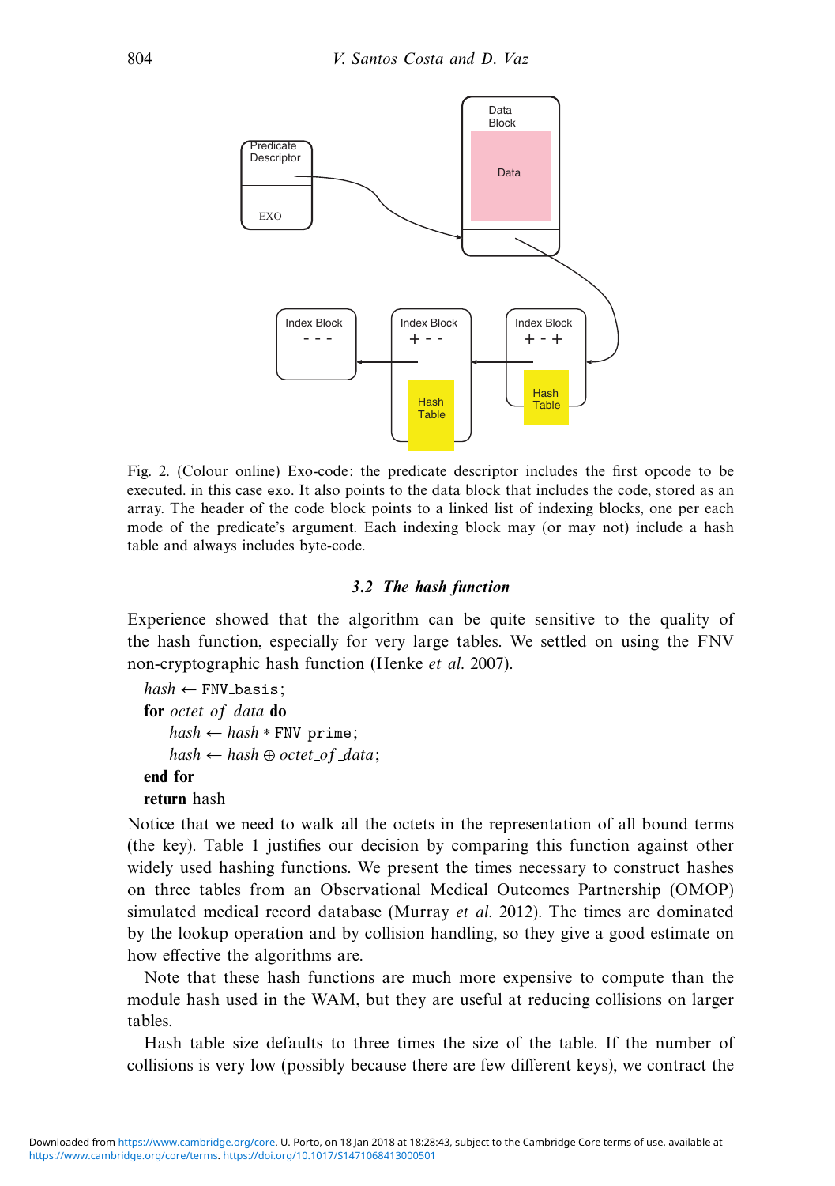Fig. 2. (Colour online) Exo-code: the predicate descriptor includes the first opcode to be executed. in this case `exo`. It also points to the data block that includes the code, stored as an array. The header of the code block points to a linked list of indexing blocks, one per each mode of the predicate's argument. Each indexing block may (or may not) include a hash table and always includes byte-code.

### 3.2 *The hash function*

Experience showed that the algorithm can be quite sensitive to the quality of the hash function, especially for very large tables. We settled on using the FNV non-cryptographic hash function (Henke *et al.* 2007).

$hash \leftarrow$ `FNV_basis`;
**for** $octet\_of\_data$ **do**
  $hash \leftarrow hash *$ `FNV_prime`;
  $hash \leftarrow hash \oplus octet\_of\_data$;
**end for**
**return** hash

Notice that we need to walk all the octets in the representation of all bound terms (the key). Table 1 justifies our decision by comparing this function against other widely used hashing functions. We present the times necessary to construct hashes on three tables from an Observational Medical Outcomes Partnership (OMOP) simulated medical record database (Murray *et al.* 2012). The times are dominated by the lookup operation and by collision handling, so they give a good estimate on how effective the algorithms are.

Note that these hash functions are much more expensive to compute than the module hash used in the WAM, but they are useful at reducing collisions on larger tables.

Hash table size defaults to three times the size of the table. If the number of collisions is very low (possibly because there are few different keys), we contract the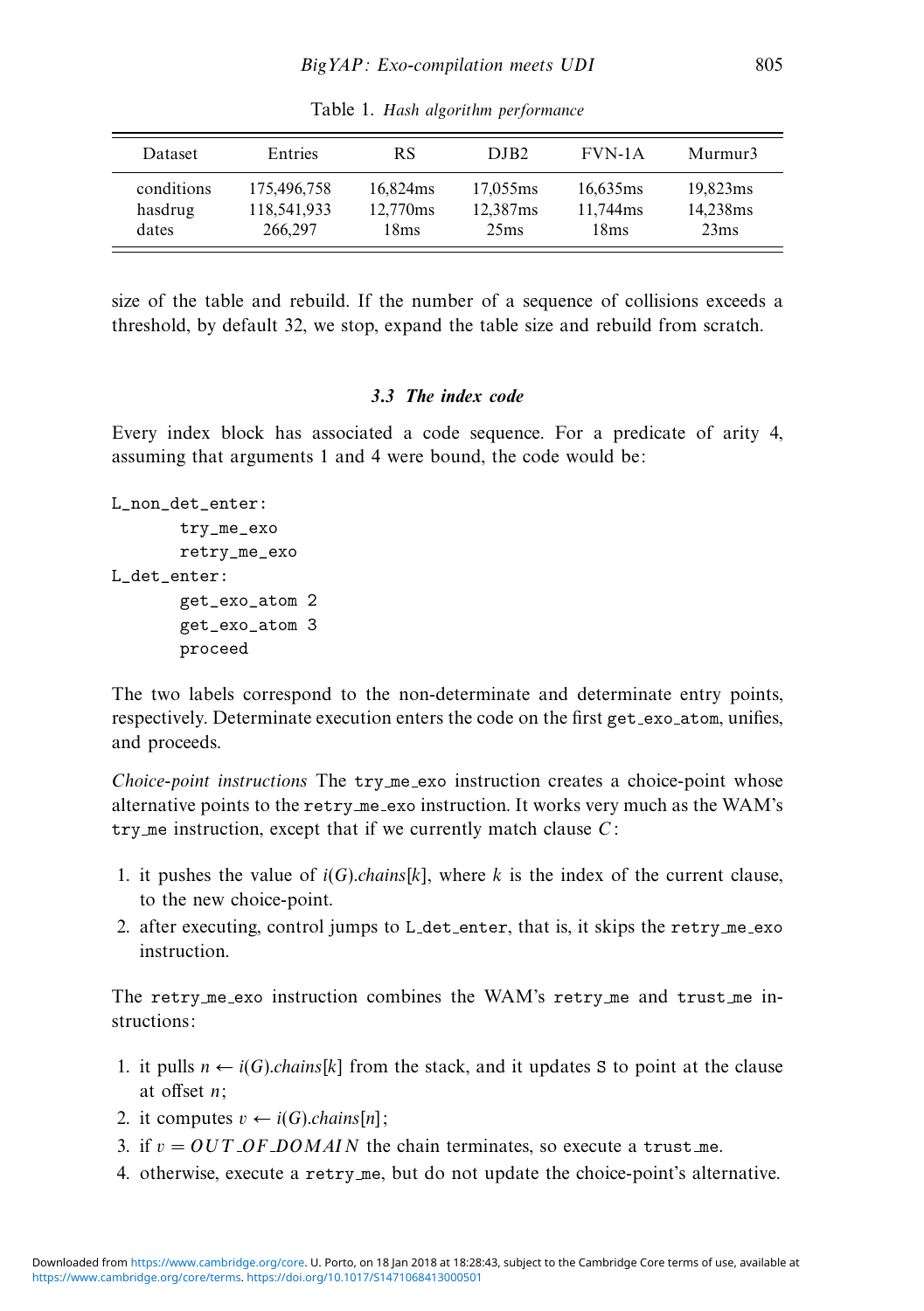Table 1. *Hash algorithm performance*

| Dataset | Entries | RS | DJB2 | FVN-1A | Murmur3 |
|---|---|---|---|---|---|
| conditions | 175,496,758 | 16,824ms | 17,055ms | 16,635ms | 19,823ms |
| hasdrug | 118,541,933 | 12,770ms | 12,387ms | 11,744ms | 14,238ms |
| dates | 266,297 | 18ms | 25ms | 18ms | 23ms |

size of the table and rebuild. If the number of a sequence of collisions exceeds a threshold, by default 32, we stop, expand the table size and rebuild from scratch.

### *3.3 The index code*

Every index block has associated a code sequence. For a predicate of arity 4, assuming that arguments 1 and 4 were bound, the code would be:

```
L_non_det_enter:
       try_me_exo
       retry_me_exo
L_det_enter:
       get_exo_atom 2
       get_exo_atom 3
       proceed
```

The two labels correspond to the non-determinate and determinate entry points, respectively. Determinate execution enters the code on the first `get_exo_atom`, unifies, and proceeds.

*Choice-point instructions* The `try_me_exo` instruction creates a choice-point whose alternative points to the `retry_me_exo` instruction. It works very much as the WAM's `try_me` instruction, except that if we currently match clause $C$:

1. it pushes the value of $i(G).chains[k]$, where $k$ is the index of the current clause, to the new choice-point.
2. after executing, control jumps to `L_det_enter`, that is, it skips the `retry_me_exo` instruction.

The `retry_me_exo` instruction combines the WAM's `retry_me` and `trust_me` instructions:

1. it pulls $n \leftarrow i(G).chains[k]$ from the stack, and it updates `S` to point at the clause at offset $n$;
2. it computes $v \leftarrow i(G).chains[n]$;
3. if $v = OUT\_OF\_DOMAIN$ the chain terminates, so execute a `trust_me`.
4. otherwise, execute a `retry_me`, but do not update the choice-point's alternative.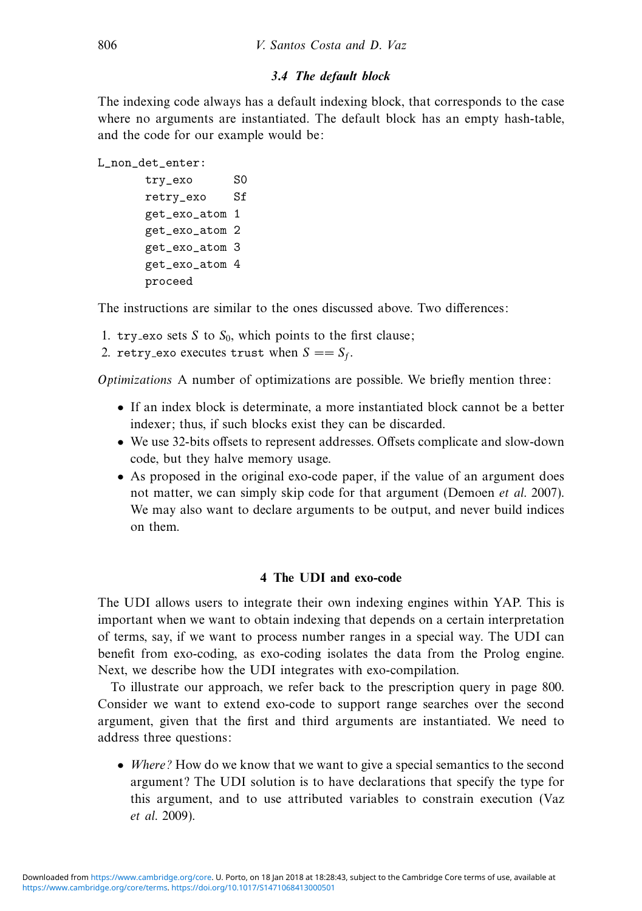### 3.4 The default block

The indexing code always has a default indexing block, that corresponds to the case where no arguments are instantiated. The default block has an empty hash-table, and the code for our example would be:

```
L_non_det_enter:
       try_exo      S0
       retry_exo    Sf
       get_exo_atom 1
       get_exo_atom 2
       get_exo_atom 3
       get_exo_atom 4
       proceed
```

The instructions are similar to the ones discussed above. Two differences:

1. `try_exo` sets $S$ to $S_0$, which points to the first clause;
2. `retry_exo` executes `trust` when $S == S_f$.

*Optimizations* A number of optimizations are possible. We briefly mention three:

- If an index block is determinate, a more instantiated block cannot be a better indexer; thus, if such blocks exist they can be discarded.
- We use 32-bits offsets to represent addresses. Offsets complicate and slow-down code, but they halve memory usage.
- As proposed in the original exo-code paper, if the value of an argument does not matter, we can simply skip code for that argument (Demoen *et al.* 2007). We may also want to declare arguments to be output, and never build indices on them.

## 4 The UDI and exo-code

The UDI allows users to integrate their own indexing engines within YAP. This is important when we want to obtain indexing that depends on a certain interpretation of terms, say, if we want to process number ranges in a special way. The UDI can benefit from exo-coding, as exo-coding isolates the data from the Prolog engine. Next, we describe how the UDI integrates with exo-compilation.

To illustrate our approach, we refer back to the prescription query in page 800. Consider we want to extend exo-code to support range searches over the second argument, given that the first and third arguments are instantiated. We need to address three questions:

- *Where?* How do we know that we want to give a special semantics to the second argument? The UDI solution is to have declarations that specify the type for this argument, and to use attributed variables to constrain execution (Vaz *et al.* 2009).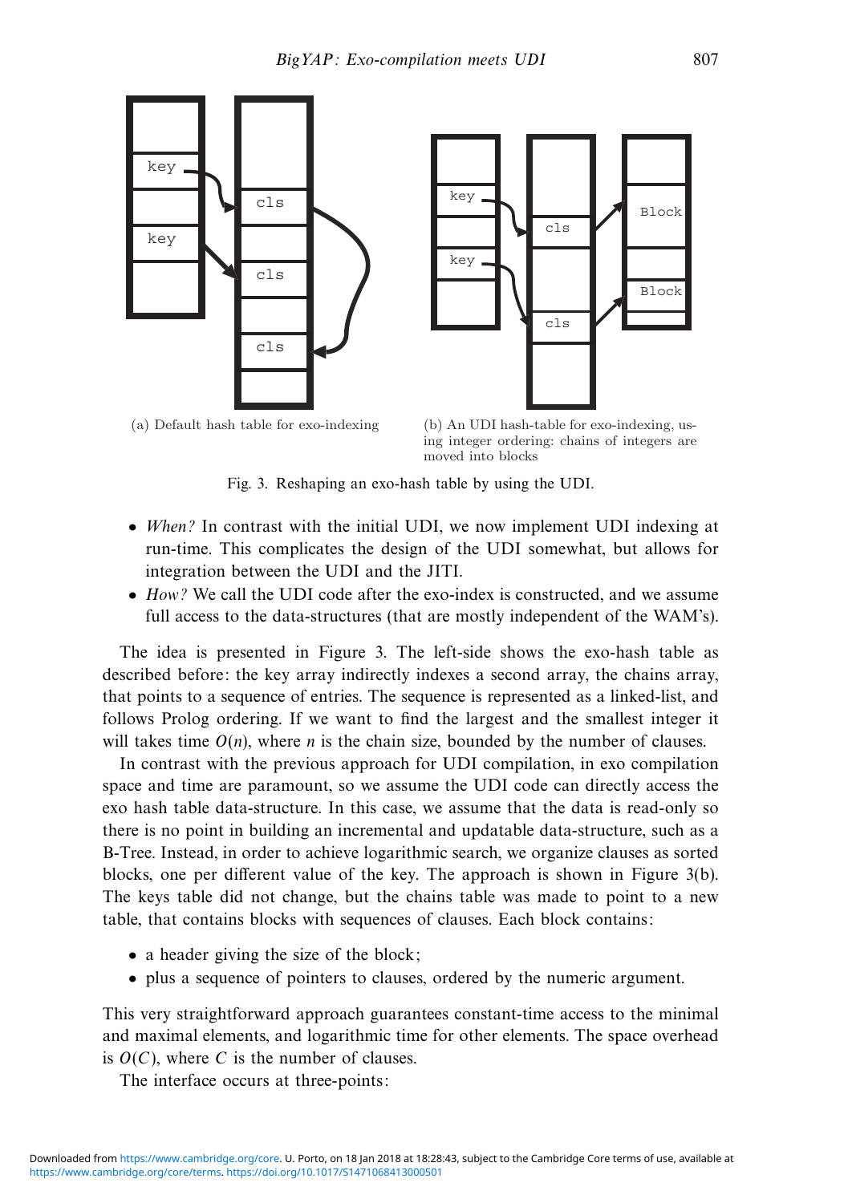key

key

cls

cls

cls

(a) Default hash table for exo-indexing

key

key

cls

cls

Block

Block

(b) An UDI hash-table for exo-indexing, using integer ordering: chains of integers are moved into blocks

Fig. 3. Reshaping an exo-hash table by using the UDI.

- *When?* In contrast with the initial UDI, we now implement UDI indexing at run-time. This complicates the design of the UDI somewhat, but allows for integration between the UDI and the JITI.
- *How?* We call the UDI code after the exo-index is constructed, and we assume full access to the data-structures (that are mostly independent of the WAM's).

The idea is presented in Figure 3. The left-side shows the exo-hash table as described before: the key array indirectly indexes a second array, the chains array, that points to a sequence of entries. The sequence is represented as a linked-list, and follows Prolog ordering. If we want to find the largest and the smallest integer it will takes time $O(n)$, where $n$ is the chain size, bounded by the number of clauses.

In contrast with the previous approach for UDI compilation, in exo compilation space and time are paramount, so we assume the UDI code can directly access the exo hash table data-structure. In this case, we assume that the data is read-only so there is no point in building an incremental and updatable data-structure, such as a B-Tree. Instead, in order to achieve logarithmic search, we organize clauses as sorted blocks, one per different value of the key. The approach is shown in Figure 3(b). The keys table did not change, but the chains table was made to point to a new table, that contains blocks with sequences of clauses. Each block contains:

- a header giving the size of the block;
- plus a sequence of pointers to clauses, ordered by the numeric argument.

This very straightforward approach guarantees constant-time access to the minimal and maximal elements, and logarithmic time for other elements. The space overhead is $O(C)$, where $C$ is the number of clauses.

The interface occurs at three-points: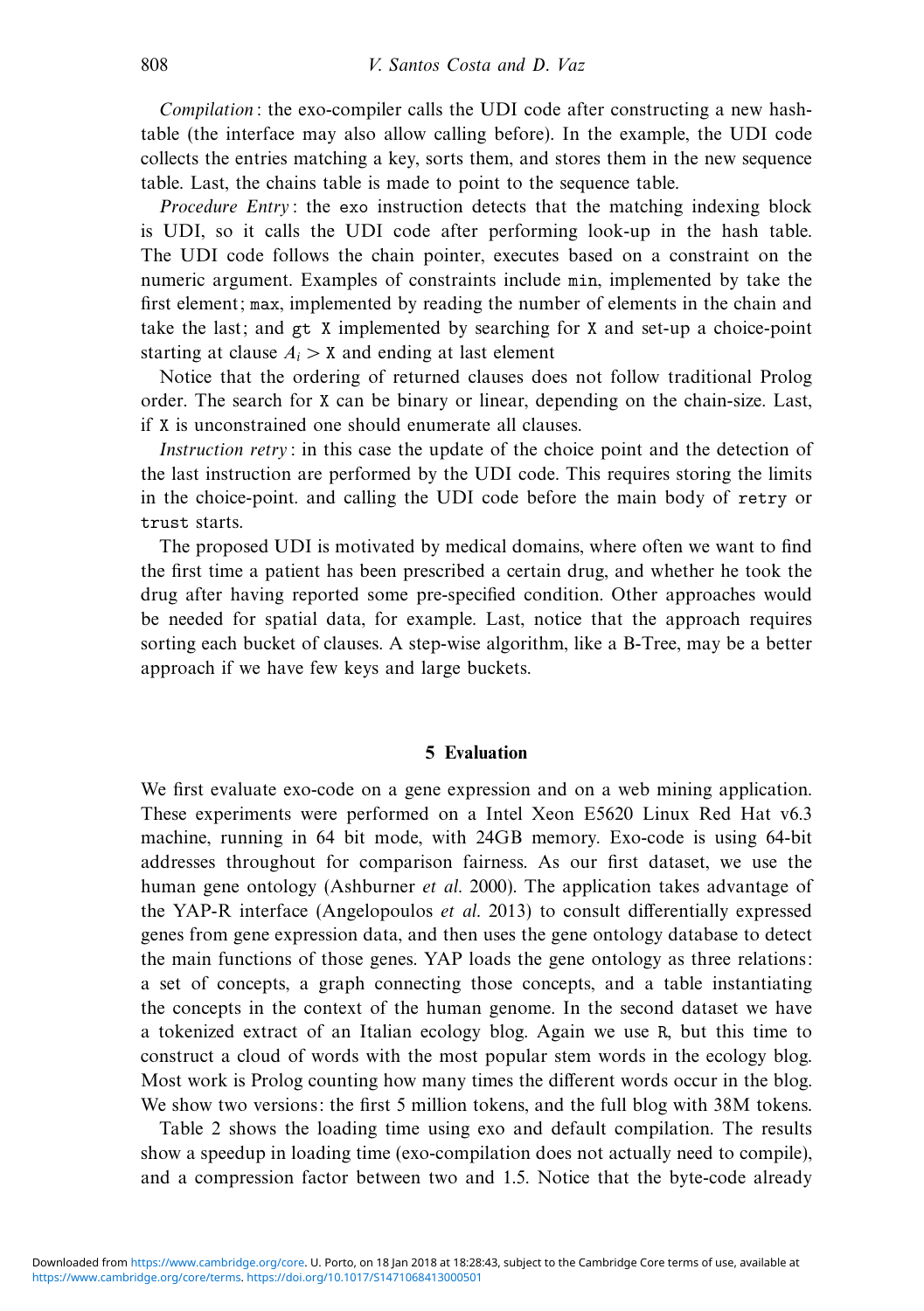*Compilation*: the exo-compiler calls the UDI code after constructing a new hash-table (the interface may also allow calling before). In the example, the UDI code collects the entries matching a key, sorts them, and stores them in the new sequence table. Last, the chains table is made to point to the sequence table.

*Procedure Entry*: the `exo` instruction detects that the matching indexing block is UDI, so it calls the UDI code after performing look-up in the hash table. The UDI code follows the chain pointer, executes based on a constraint on the numeric argument. Examples of constraints include `min`, implemented by take the first element; `max`, implemented by reading the number of elements in the chain and take the last; and `gt X` implemented by searching for `X` and set-up a choice-point starting at clause $A_i >$ `X` and ending at last element

Notice that the ordering of returned clauses does not follow traditional Prolog order. The search for `X` can be binary or linear, depending on the chain-size. Last, if `X` is unconstrained one should enumerate all clauses.

*Instruction retry*: in this case the update of the choice point and the detection of the last instruction are performed by the UDI code. This requires storing the limits in the choice-point. and calling the UDI code before the main body of `retry` or `trust` starts.

The proposed UDI is motivated by medical domains, where often we want to find the first time a patient has been prescribed a certain drug, and whether he took the drug after having reported some pre-specified condition. Other approaches would be needed for spatial data, for example. Last, notice that the approach requires sorting each bucket of clauses. A step-wise algorithm, like a B-Tree, may be a better approach if we have few keys and large buckets.

## 5 Evaluation

We first evaluate exo-code on a gene expression and on a web mining application. These experiments were performed on a Intel Xeon E5620 Linux Red Hat v6.3 machine, running in 64 bit mode, with 24GB memory. Exo-code is using 64-bit addresses throughout for comparison fairness. As our first dataset, we use the human gene ontology (Ashburner *et al.* 2000). The application takes advantage of the YAP-R interface (Angelopoulos *et al.* 2013) to consult differentially expressed genes from gene expression data, and then uses the gene ontology database to detect the main functions of those genes. YAP loads the gene ontology as three relations: a set of concepts, a graph connecting those concepts, and a table instantiating the concepts in the context of the human genome. In the second dataset we have a tokenized extract of an Italian ecology blog. Again we use `R`, but this time to construct a cloud of words with the most popular stem words in the ecology blog. Most work is Prolog counting how many times the different words occur in the blog. We show two versions: the first 5 million tokens, and the full blog with 38M tokens.

Table 2 shows the loading time using exo and default compilation. The results show a speedup in loading time (exo-compilation does not actually need to compile), and a compression factor between two and 1.5. Notice that the byte-code already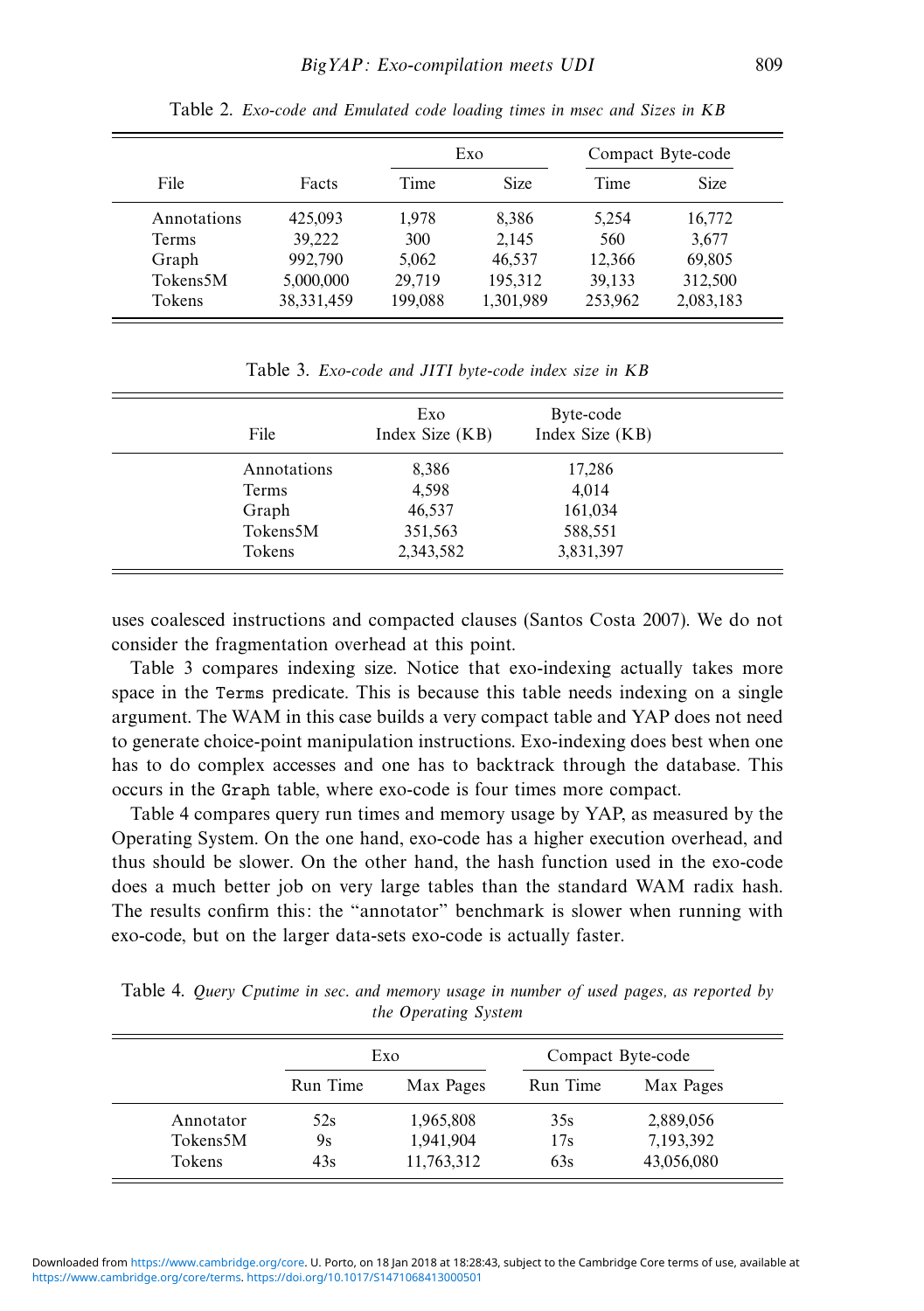Table 2. *Exo-code and Emulated code loading times in msec and Sizes in KB*

| File | Facts | Exo | | Compact Byte-code | |
|---|---|---|---|---|---|
| | | Time | Size | Time | Size |
| Annotations | 425,093 | 1,978 | 8,386 | 5,254 | 16,772 |
| Terms | 39,222 | 300 | 2,145 | 560 | 3,677 |
| Graph | 992,790 | 5,062 | 46,537 | 12,366 | 69,805 |
| Tokens5M | 5,000,000 | 29,719 | 195,312 | 39,133 | 312,500 |
| Tokens | 38,331,459 | 199,088 | 1,301,989 | 253,962 | 2,083,183 |

Table 3. *Exo-code and JITI byte-code index size in KB*

| File | Exo Index Size (KB) | Byte-code Index Size (KB) |
|---|---|---|
| Annotations | 8,386 | 17,286 |
| Terms | 4,598 | 4,014 |
| Graph | 46,537 | 161,034 |
| Tokens5M | 351,563 | 588,551 |
| Tokens | 2,343,582 | 3,831,397 |

uses coalesced instructions and compacted clauses (Santos Costa 2007). We do not consider the fragmentation overhead at this point.

Table 3 compares indexing size. Notice that exo-indexing actually takes more space in the `Terms` predicate. This is because this table needs indexing on a single argument. The WAM in this case builds a very compact table and YAP does not need to generate choice-point manipulation instructions. Exo-indexing does best when one has to do complex accesses and one has to backtrack through the database. This occurs in the `Graph` table, where exo-code is four times more compact.

Table 4 compares query run times and memory usage by YAP, as measured by the Operating System. On the one hand, exo-code has a higher execution overhead, and thus should be slower. On the other hand, the hash function used in the exo-code does a much better job on very large tables than the standard WAM radix hash. The results confirm this: the "annotator" benchmark is slower when running with exo-code, but on the larger data-sets exo-code is actually faster.

Table 4. *Query Cputime in sec. and memory usage in number of used pages, as reported by the Operating System*

| | Exo | | Compact Byte-code | |
|---|---|---|---|---|
| | Run Time | Max Pages | Run Time | Max Pages |
| Annotator | 52s | 1,965,808 | 35s | 2,889,056 |
| Tokens5M | 9s | 1,941,904 | 17s | 7,193,392 |
| Tokens | 43s | 11,763,312 | 63s | 43,056,080 |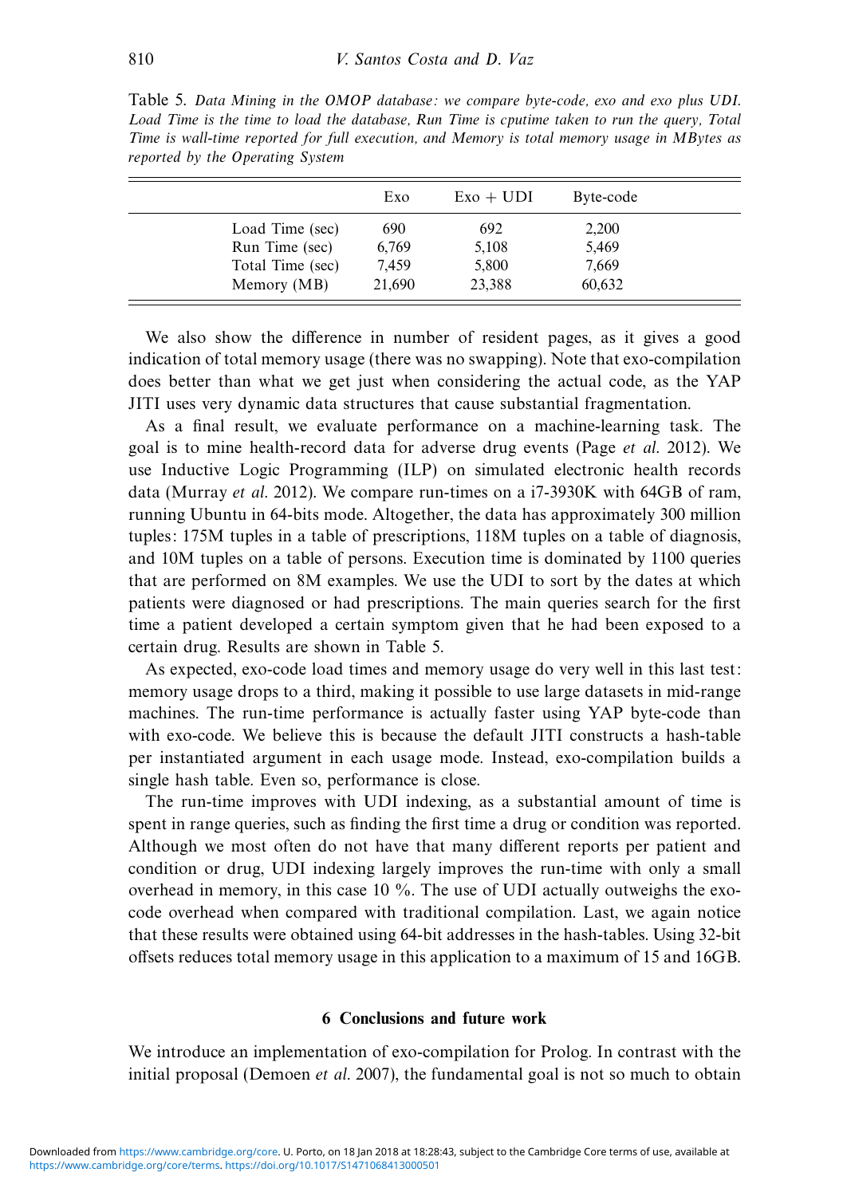Table 5. *Data Mining in the OMOP database: we compare byte-code, exo and exo plus UDI. Load Time is the time to load the database, Run Time is cputime taken to run the query, Total Time is wall-time reported for full execution, and Memory is total memory usage in MBytes as reported by the Operating System*

| | Exo | Exo + UDI | Byte-code |
|---|---|---|---|
| Load Time (sec) | 690 | 692 | 2,200 |
| Run Time (sec) | 6,769 | 5,108 | 5,469 |
| Total Time (sec) | 7,459 | 5,800 | 7,669 |
| Memory (MB) | 21,690 | 23,388 | 60,632 |

We also show the difference in number of resident pages, as it gives a good indication of total memory usage (there was no swapping). Note that exo-compilation does better than what we get just when considering the actual code, as the YAP JITI uses very dynamic data structures that cause substantial fragmentation.

As a final result, we evaluate performance on a machine-learning task. The goal is to mine health-record data for adverse drug events (Page *et al.* 2012). We use Inductive Logic Programming (ILP) on simulated electronic health records data (Murray *et al.* 2012). We compare run-times on a i7-3930K with 64GB of ram, running Ubuntu in 64-bits mode. Altogether, the data has approximately 300 million tuples: 175M tuples in a table of prescriptions, 118M tuples on a table of diagnosis, and 10M tuples on a table of persons. Execution time is dominated by 1100 queries that are performed on 8M examples. We use the UDI to sort by the dates at which patients were diagnosed or had prescriptions. The main queries search for the first time a patient developed a certain symptom given that he had been exposed to a certain drug. Results are shown in Table 5.

As expected, exo-code load times and memory usage do very well in this last test: memory usage drops to a third, making it possible to use large datasets in mid-range machines. The run-time performance is actually faster using YAP byte-code than with exo-code. We believe this is because the default JITI constructs a hash-table per instantiated argument in each usage mode. Instead, exo-compilation builds a single hash table. Even so, performance is close.

The run-time improves with UDI indexing, as a substantial amount of time is spent in range queries, such as finding the first time a drug or condition was reported. Although we most often do not have that many different reports per patient and condition or drug, UDI indexing largely improves the run-time with only a small overhead in memory, in this case 10 %. The use of UDI actually outweighs the exo-code overhead when compared with traditional compilation. Last, we again notice that these results were obtained using 64-bit addresses in the hash-tables. Using 32-bit offsets reduces total memory usage in this application to a maximum of 15 and 16GB.

## 6 Conclusions and future work

We introduce an implementation of exo-compilation for Prolog. In contrast with the initial proposal (Demoen *et al.* 2007), the fundamental goal is not so much to obtain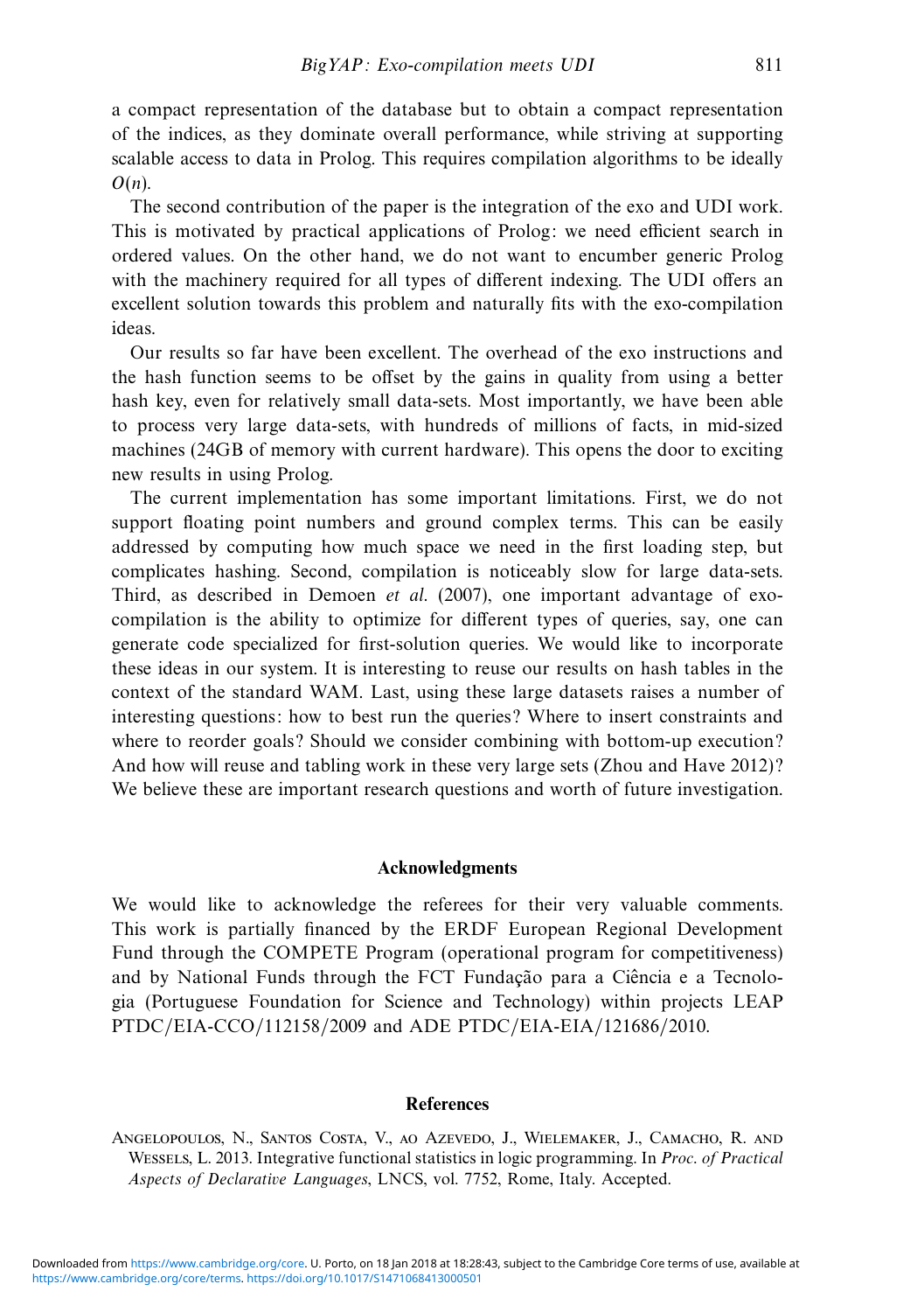a compact representation of the database but to obtain a compact representation of the indices, as they dominate overall performance, while striving at supporting scalable access to data in Prolog. This requires compilation algorithms to be ideally $O(n)$.

The second contribution of the paper is the integration of the exo and UDI work. This is motivated by practical applications of Prolog: we need efficient search in ordered values. On the other hand, we do not want to encumber generic Prolog with the machinery required for all types of different indexing. The UDI offers an excellent solution towards this problem and naturally fits with the exo-compilation ideas.

Our results so far have been excellent. The overhead of the exo instructions and the hash function seems to be offset by the gains in quality from using a better hash key, even for relatively small data-sets. Most importantly, we have been able to process very large data-sets, with hundreds of millions of facts, in mid-sized machines (24GB of memory with current hardware). This opens the door to exciting new results in using Prolog.

The current implementation has some important limitations. First, we do not support floating point numbers and ground complex terms. This can be easily addressed by computing how much space we need in the first loading step, but complicates hashing. Second, compilation is noticeably slow for large data-sets. Third, as described in Demoen *et al.* (2007), one important advantage of exo-compilation is the ability to optimize for different types of queries, say, one can generate code specialized for first-solution queries. We would like to incorporate these ideas in our system. It is interesting to reuse our results on hash tables in the context of the standard WAM. Last, using these large datasets raises a number of interesting questions: how to best run the queries? Where to insert constraints and where to reorder goals? Should we consider combining with bottom-up execution? And how will reuse and tabling work in these very large sets (Zhou and Have 2012)? We believe these are important research questions and worth of future investigation.

## Acknowledgments

We would like to acknowledge the referees for their very valuable comments. This work is partially financed by the ERDF European Regional Development Fund through the COMPETE Program (operational program for competitiveness) and by National Funds through the FCT Fundação para a Ciência e a Tecnologia (Portuguese Foundation for Science and Technology) within projects LEAP PTDC/EIA-CCO/112158/2009 and ADE PTDC/EIA-EIA/121686/2010.

## References

Angelopoulos, N., Santos Costa, V., ao Azevedo, J., Wielemaker, J., Camacho, R. and Wessels, L. 2013. Integrative functional statistics in logic programming. In *Proc. of Practical Aspects of Declarative Languages*, LNCS, vol. 7752, Rome, Italy. Accepted.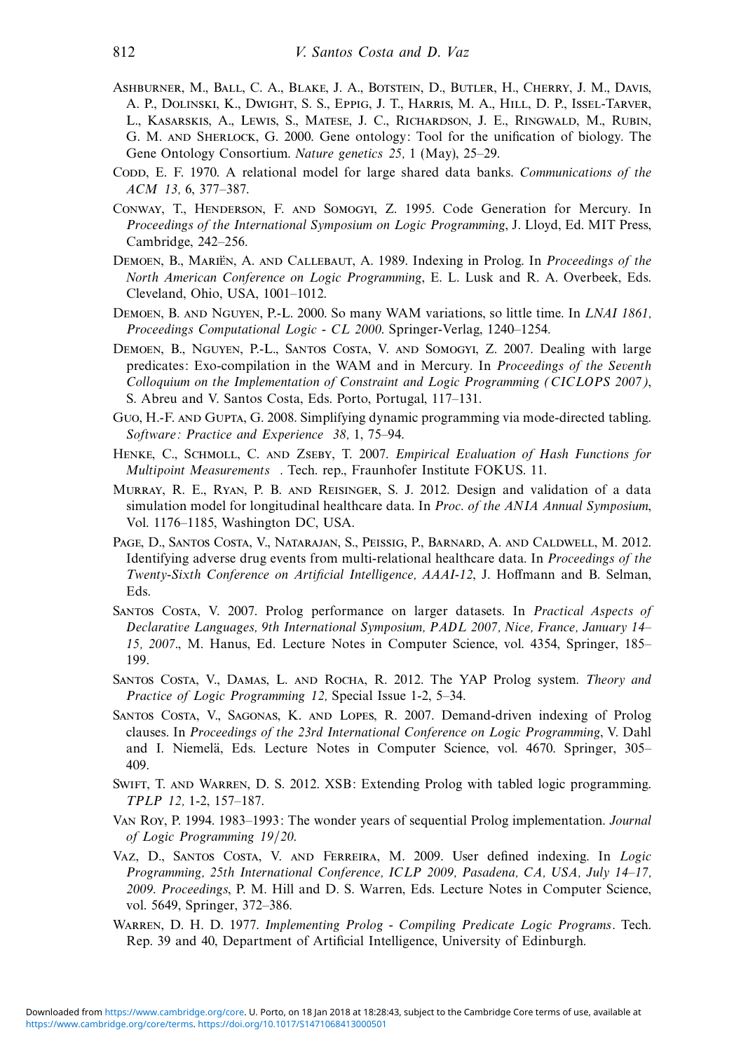Ashburner, M., Ball, C. A., Blake, J. A., Botstein, D., Butler, H., Cherry, J. M., Davis, A. P., Dolinski, K., Dwight, S. S., Eppig, J. T., Harris, M. A., Hill, D. P., Issel-Tarver, L., Kasarskis, A., Lewis, S., Matese, J. C., Richardson, J. E., Ringwald, M., Rubin, G. M. and Sherlock, G. 2000. Gene ontology: Tool for the unification of biology. The Gene Ontology Consortium. *Nature genetics 25,* 1 (May), 25–29.

Codd, E. F. 1970. A relational model for large shared data banks. *Communications of the ACM 13,* 6, 377–387.

Conway, T., Henderson, F. and Somogyi, Z. 1995. Code Generation for Mercury. In *Proceedings of the International Symposium on Logic Programming*, J. Lloyd, Ed. MIT Press, Cambridge, 242–256.

Demoen, B., Mariën, A. and Callebaut, A. 1989. Indexing in Prolog. In *Proceedings of the North American Conference on Logic Programming*, E. L. Lusk and R. A. Overbeek, Eds. Cleveland, Ohio, USA, 1001–1012.

Demoen, B. and Nguyen, P.-L. 2000. So many WAM variations, so little time. In *LNAI 1861, Proceedings Computational Logic - CL 2000*. Springer-Verlag, 1240–1254.

Demoen, B., Nguyen, P.-L., Santos Costa, V. and Somogyi, Z. 2007. Dealing with large predicates: Exo-compilation in the WAM and in Mercury. In *Proceedings of the Seventh Colloquium on the Implementation of Constraint and Logic Programming (CICLOPS 2007)*, S. Abreu and V. Santos Costa, Eds. Porto, Portugal, 117–131.

Guo, H.-F. and Gupta, G. 2008. Simplifying dynamic programming via mode-directed tabling. *Software: Practice and Experience 38,* 1, 75–94.

Henke, C., Schmoll, C. and Zseby, T. 2007. *Empirical Evaluation of Hash Functions for Multipoint Measurements* . Tech. rep., Fraunhofer Institute FOKUS. 11.

Murray, R. E., Ryan, P. B. and Reisinger, S. J. 2012. Design and validation of a data simulation model for longitudinal healthcare data. In *Proc. of the ANIA Annual Symposium*, Vol. 1176–1185, Washington DC, USA.

Page, D., Santos Costa, V., Natarajan, S., Peissig, P., Barnard, A. and Caldwell, M. 2012. Identifying adverse drug events from multi-relational healthcare data. In *Proceedings of the Twenty-Sixth Conference on Artificial Intelligence, AAAI-12*, J. Hoffmann and B. Selman, Eds.

Santos Costa, V. 2007. Prolog performance on larger datasets. In *Practical Aspects of Declarative Languages, 9th International Symposium, PADL 2007, Nice, France, January 14–15, 2007.*, M. Hanus, Ed. Lecture Notes in Computer Science, vol. 4354, Springer, 185–199.

Santos Costa, V., Damas, L. and Rocha, R. 2012. The YAP Prolog system. *Theory and Practice of Logic Programming 12,* Special Issue 1-2, 5–34.

Santos Costa, V., Sagonas, K. and Lopes, R. 2007. Demand-driven indexing of Prolog clauses. In *Proceedings of the 23rd International Conference on Logic Programming*, V. Dahl and I. Niemelä, Eds. Lecture Notes in Computer Science, vol. 4670. Springer, 305–409.

Swift, T. and Warren, D. S. 2012. XSB: Extending Prolog with tabled logic programming. *TPLP 12,* 1-2, 157–187.

Van Roy, P. 1994. 1983–1993: The wonder years of sequential Prolog implementation. *Journal of Logic Programming 19/20.*

Vaz, D., Santos Costa, V. and Ferreira, M. 2009. User defined indexing. In *Logic Programming, 25th International Conference, ICLP 2009, Pasadena, CA, USA, July 14–17, 2009. Proceedings*, P. M. Hill and D. S. Warren, Eds. Lecture Notes in Computer Science, vol. 5649, Springer, 372–386.

Warren, D. H. D. 1977. *Implementing Prolog - Compiling Predicate Logic Programs*. Tech. Rep. 39 and 40, Department of Artificial Intelligence, University of Edinburgh.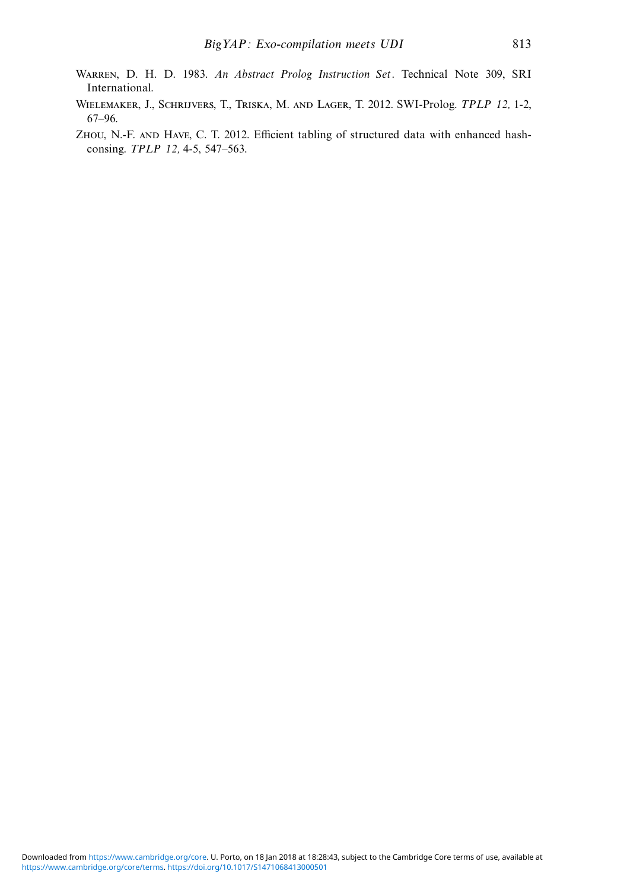Warren, D. H. D. 1983. *An Abstract Prolog Instruction Set*. Technical Note 309, SRI International.

Wielemaker, J., Schrijvers, T., Triska, M. and Lager, T. 2012. SWI-Prolog. *TPLP 12,* 1-2, 67–96.

Zhou, N.-F. and Have, C. T. 2012. Efficient tabling of structured data with enhanced hash-consing. *TPLP 12,* 4-5, 547–563.